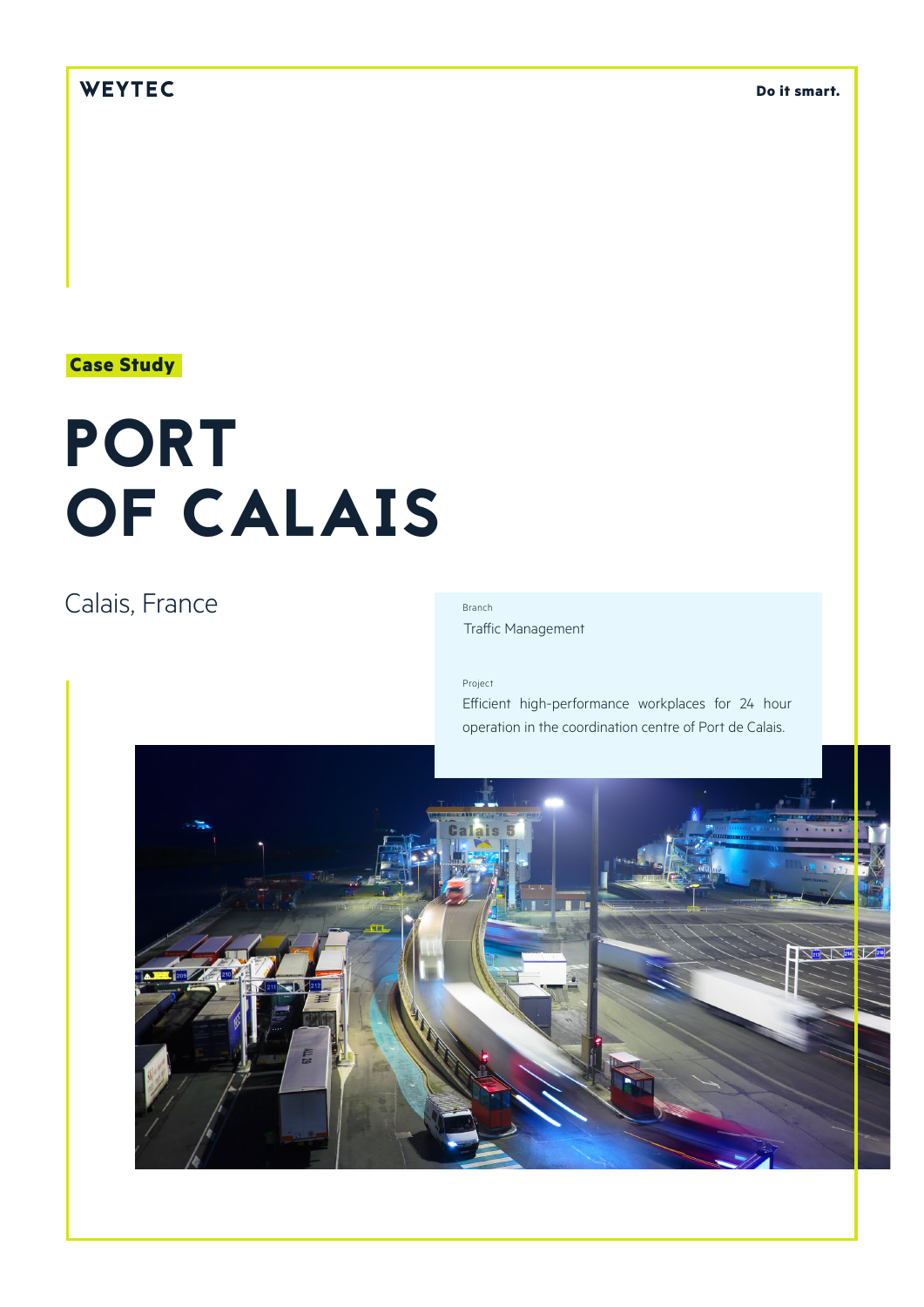WEYTEC

**Do it smart.**

**Case Study**

# PORT OF CALAIS

Calais, France

Branch

Traffic Management

Project

Efficient high-performance workplaces for 24 hour operation in the coordination centre of Port de Calais.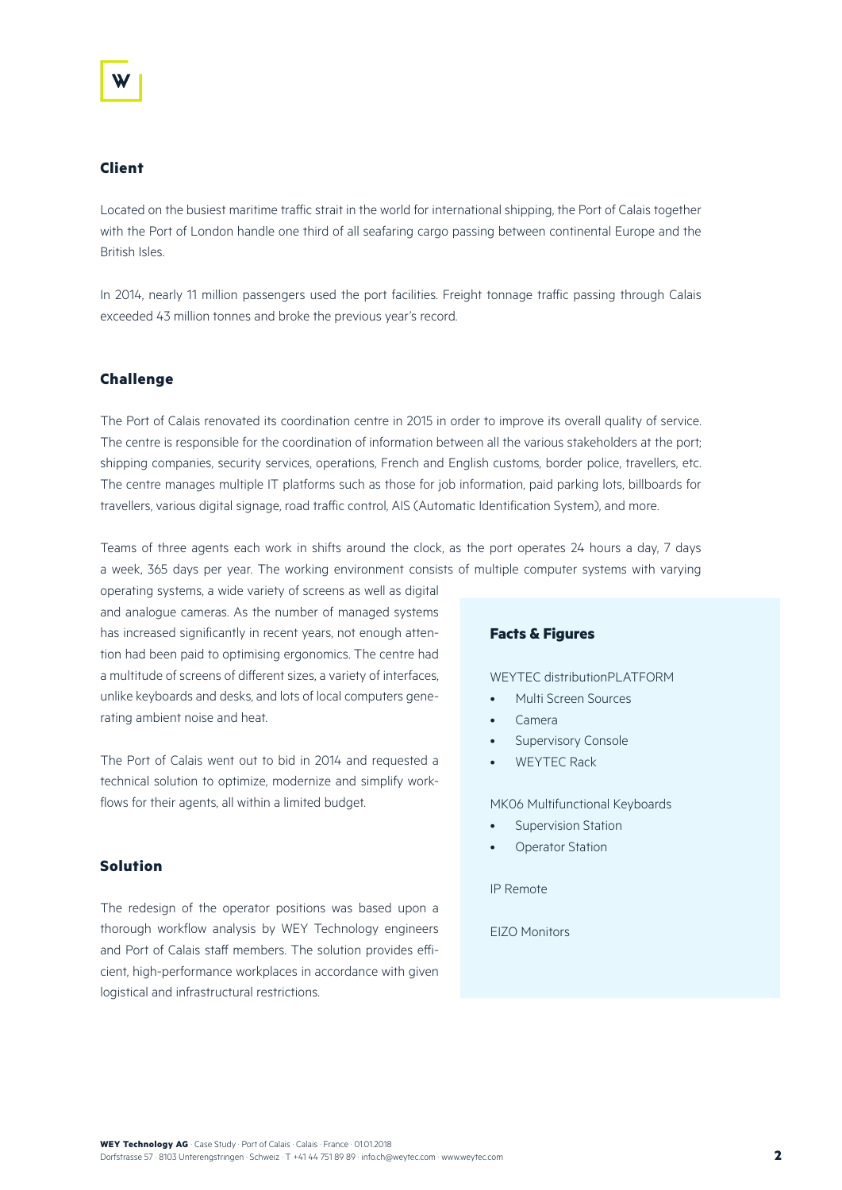## Client

Located on the busiest maritime traffic strait in the world for international shipping, the Port of Calais together with the Port of London handle one third of all seafaring cargo passing between continental Europe and the British Isles.

In 2014, nearly 11 million passengers used the port facilities. Freight tonnage traffic passing through Calais exceeded 43 million tonnes and broke the previous year's record.

## Challenge

The Port of Calais renovated its coordination centre in 2015 in order to improve its overall quality of service. The centre is responsible for the coordination of information between all the various stakeholders at the port; shipping companies, security services, operations, French and English customs, border police, travellers, etc. The centre manages multiple IT platforms such as those for job information, paid parking lots, billboards for travellers, various digital signage, road traffic control, AIS (Automatic Identification System), and more.

Teams of three agents each work in shifts around the clock, as the port operates 24 hours a day, 7 days a week, 365 days per year. The working environment consists of multiple computer systems with varying operating systems, a wide variety of screens as well as digital and analogue cameras. As the number of managed systems has increased significantly in recent years, not enough attention had been paid to optimising ergonomics. The centre had a multitude of screens of different sizes, a variety of interfaces, unlike keyboards and desks, and lots of local computers generating ambient noise and heat.

The Port of Calais went out to bid in 2014 and requested a technical solution to optimize, modernize and simplify workflows for their agents, all within a limited budget.

## Solution

The redesign of the operator positions was based upon a thorough workflow analysis by WEY Technology engineers and Port of Calais staff members. The solution provides efficient, high-performance workplaces in accordance with given logistical and infrastructural restrictions.

### Facts & Figures

WEYTEC distributionPLATFORM

- Multi Screen Sources
- Camera
- Supervisory Console
- WEYTEC Rack

MK06 Multifunctional Keyboards

- Supervision Station
- Operator Station

IP Remote

EIZO Monitors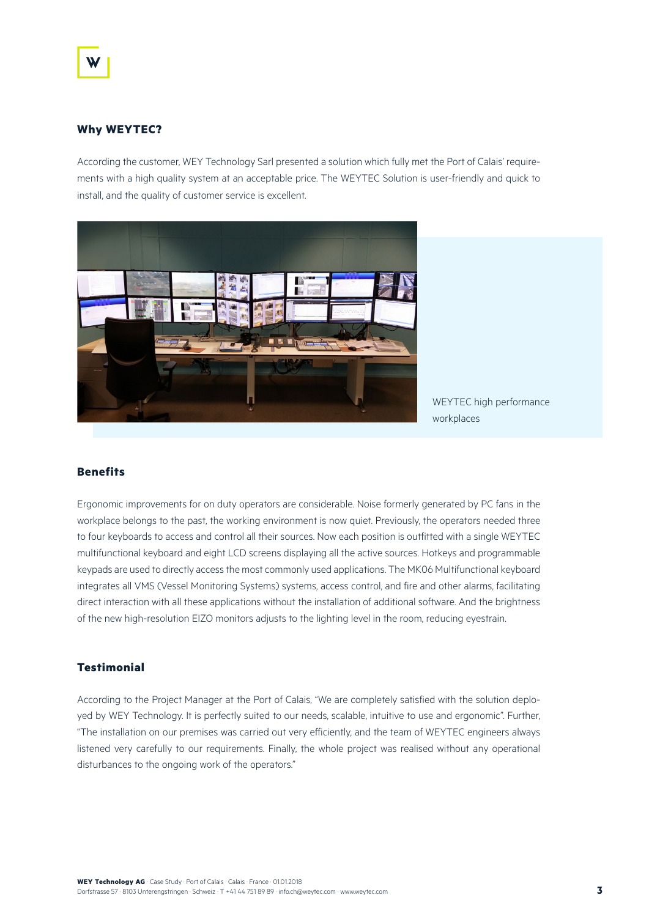## Why WEYTEC?

According the customer, WEY Technology Sarl presented a solution which fully met the Port of Calais' requirements with a high quality system at an acceptable price. The WEYTEC Solution is user-friendly and quick to install, and the quality of customer service is excellent.

WEYTEC high performance workplaces

## Benefits

Ergonomic improvements for on duty operators are considerable. Noise formerly generated by PC fans in the workplace belongs to the past, the working environment is now quiet. Previously, the operators needed three to four keyboards to access and control all their sources. Now each position is outfitted with a single WEYTEC multifunctional keyboard and eight LCD screens displaying all the active sources. Hotkeys and programmable keypads are used to directly access the most commonly used applications. The MK06 Multifunctional keyboard integrates all VMS (Vessel Monitoring Systems) systems, access control, and fire and other alarms, facilitating direct interaction with all these applications without the installation of additional software. And the brightness of the new high-resolution EIZO monitors adjusts to the lighting level in the room, reducing eyestrain.

## Testimonial

According to the Project Manager at the Port of Calais, "We are completely satisfied with the solution deployed by WEY Technology. It is perfectly suited to our needs, scalable, intuitive to use and ergonomic". Further, "The installation on our premises was carried out very efficiently, and the team of WEYTEC engineers always listened very carefully to our requirements. Finally, the whole project was realised without any operational disturbances to the ongoing work of the operators."